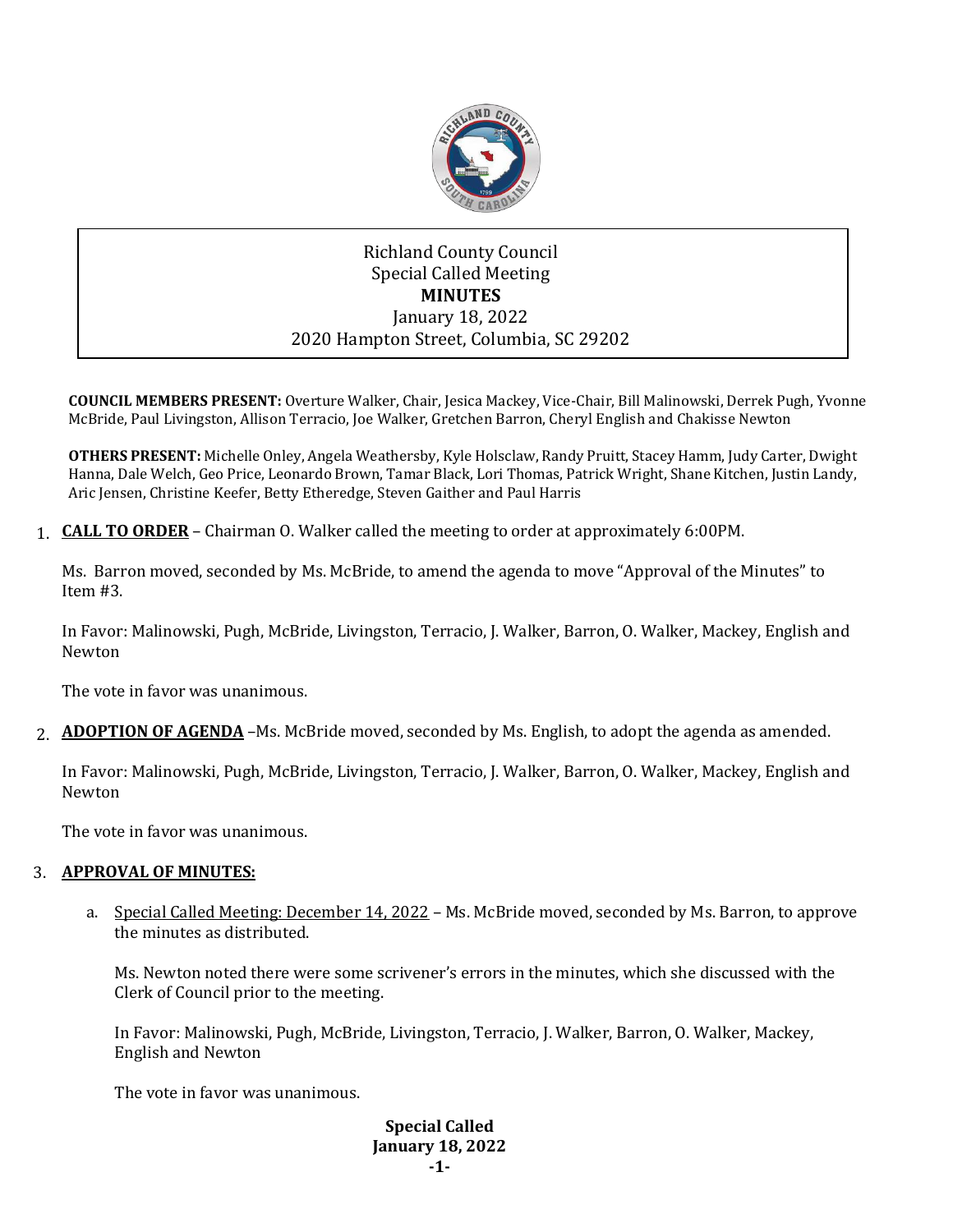Richland County Council
Special Called Meeting
**MINUTES**
January 18, 2022
2020 Hampton Street, Columbia, SC 29202

**COUNCIL MEMBERS PRESENT:** Overture Walker, Chair, Jesica Mackey, Vice-Chair, Bill Malinowski, Derrek Pugh, Yvonne McBride, Paul Livingston, Allison Terracio, Joe Walker, Gretchen Barron, Cheryl English and Chakisse Newton

**OTHERS PRESENT:** Michelle Onley, Angela Weathersby, Kyle Holsclaw, Randy Pruitt, Stacey Hamm, Judy Carter, Dwight Hanna, Dale Welch, Geo Price, Leonardo Brown, Tamar Black, Lori Thomas, Patrick Wright, Shane Kitchen, Justin Landy, Aric Jensen, Christine Keefer, Betty Etheredge, Steven Gaither and Paul Harris

1. **CALL TO ORDER** – Chairman O. Walker called the meeting to order at approximately 6:00PM.

   Ms. Barron moved, seconded by Ms. McBride, to amend the agenda to move "Approval of the Minutes" to Item #3.

   In Favor: Malinowski, Pugh, McBride, Livingston, Terracio, J. Walker, Barron, O. Walker, Mackey, English and Newton

   The vote in favor was unanimous.

2. **ADOPTION OF AGENDA** –Ms. McBride moved, seconded by Ms. English, to adopt the agenda as amended.

   In Favor: Malinowski, Pugh, McBride, Livingston, Terracio, J. Walker, Barron, O. Walker, Mackey, English and Newton

   The vote in favor was unanimous.

3. **APPROVAL OF MINUTES:**

   a. Special Called Meeting: December 14, 2022 – Ms. McBride moved, seconded by Ms. Barron, to approve the minutes as distributed.

      Ms. Newton noted there were some scrivener's errors in the minutes, which she discussed with the Clerk of Council prior to the meeting.

      In Favor: Malinowski, Pugh, McBride, Livingston, Terracio, J. Walker, Barron, O. Walker, Mackey, English and Newton

      The vote in favor was unanimous.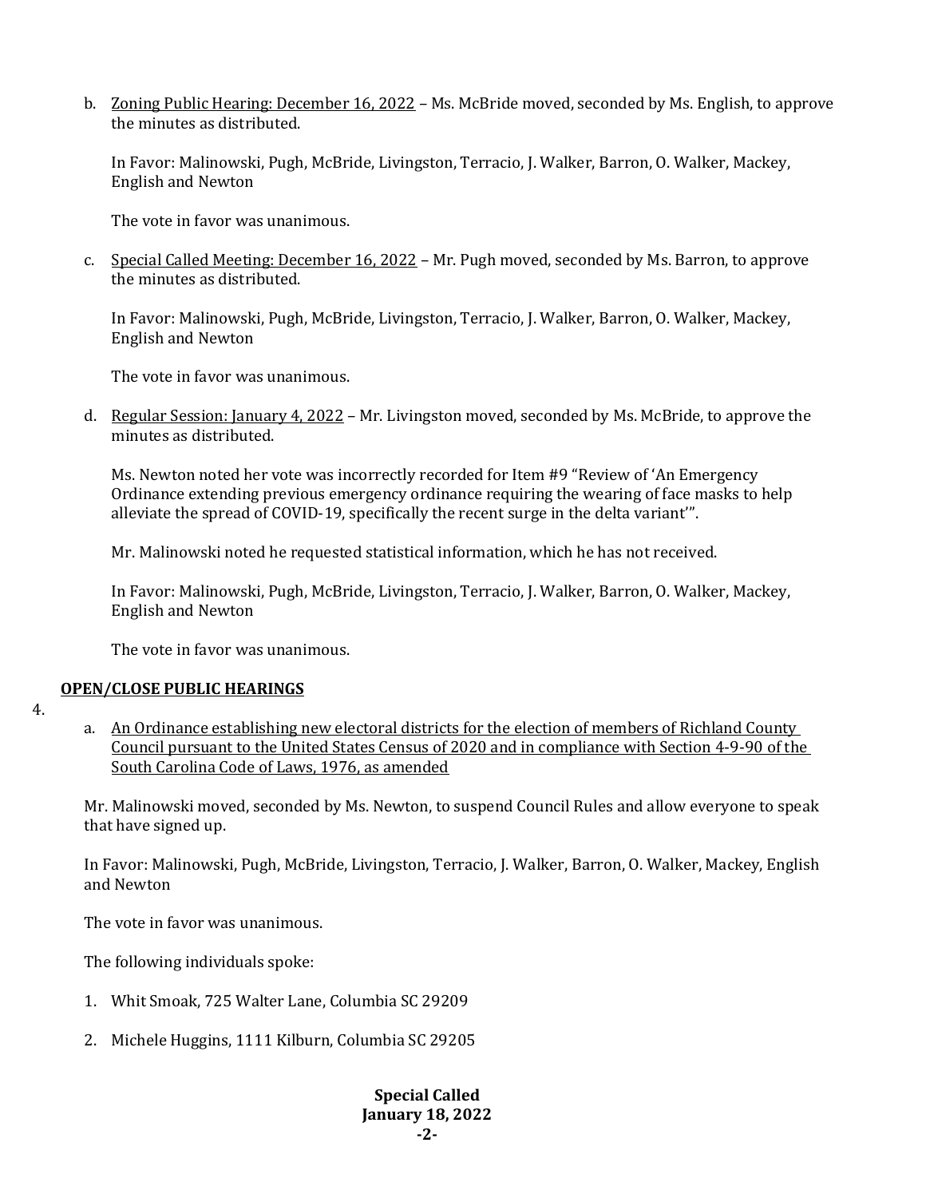b. Zoning Public Hearing: December 16, 2022 – Ms. McBride moved, seconded by Ms. English, to approve the minutes as distributed.

   In Favor: Malinowski, Pugh, McBride, Livingston, Terracio, J. Walker, Barron, O. Walker, Mackey, English and Newton

   The vote in favor was unanimous.

c. Special Called Meeting: December 16, 2022 – Mr. Pugh moved, seconded by Ms. Barron, to approve the minutes as distributed.

   In Favor: Malinowski, Pugh, McBride, Livingston, Terracio, J. Walker, Barron, O. Walker, Mackey, English and Newton

   The vote in favor was unanimous.

d. Regular Session: January 4, 2022 – Mr. Livingston moved, seconded by Ms. McBride, to approve the minutes as distributed.

   Ms. Newton noted her vote was incorrectly recorded for Item #9 "Review of 'An Emergency Ordinance extending previous emergency ordinance requiring the wearing of face masks to help alleviate the spread of COVID-19, specifically the recent surge in the delta variant'".

   Mr. Malinowski noted he requested statistical information, which he has not received.

   In Favor: Malinowski, Pugh, McBride, Livingston, Terracio, J. Walker, Barron, O. Walker, Mackey, English and Newton

   The vote in favor was unanimous.

4. **OPEN/CLOSE PUBLIC HEARINGS**

a. An Ordinance establishing new electoral districts for the election of members of Richland County Council pursuant to the United States Census of 2020 and in compliance with Section 4-9-90 of the South Carolina Code of Laws, 1976, as amended

Mr. Malinowski moved, seconded by Ms. Newton, to suspend Council Rules and allow everyone to speak that have signed up.

In Favor: Malinowski, Pugh, McBride, Livingston, Terracio, J. Walker, Barron, O. Walker, Mackey, English and Newton

The vote in favor was unanimous.

The following individuals spoke:

1. Whit Smoak, 725 Walter Lane, Columbia SC 29209

2. Michele Huggins, 1111 Kilburn, Columbia SC 29205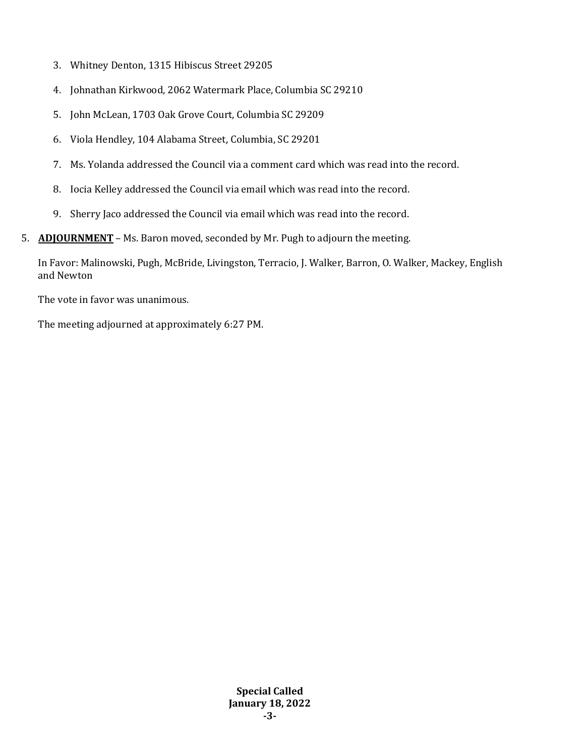3. Whitney Denton, 1315 Hibiscus Street 29205

4. Johnathan Kirkwood, 2062 Watermark Place, Columbia SC 29210

5. John McLean, 1703 Oak Grove Court, Columbia SC 29209

6. Viola Hendley, 104 Alabama Street, Columbia, SC 29201

7. Ms. Yolanda addressed the Council via a comment card which was read into the record.

8. Iocia Kelley addressed the Council via email which was read into the record.

9. Sherry Jaco addressed the Council via email which was read into the record.

5. **ADJOURNMENT** – Ms. Baron moved, seconded by Mr. Pugh to adjourn the meeting.

   In Favor: Malinowski, Pugh, McBride, Livingston, Terracio, J. Walker, Barron, O. Walker, Mackey, English and Newton

   The vote in favor was unanimous.

   The meeting adjourned at approximately 6:27 PM.